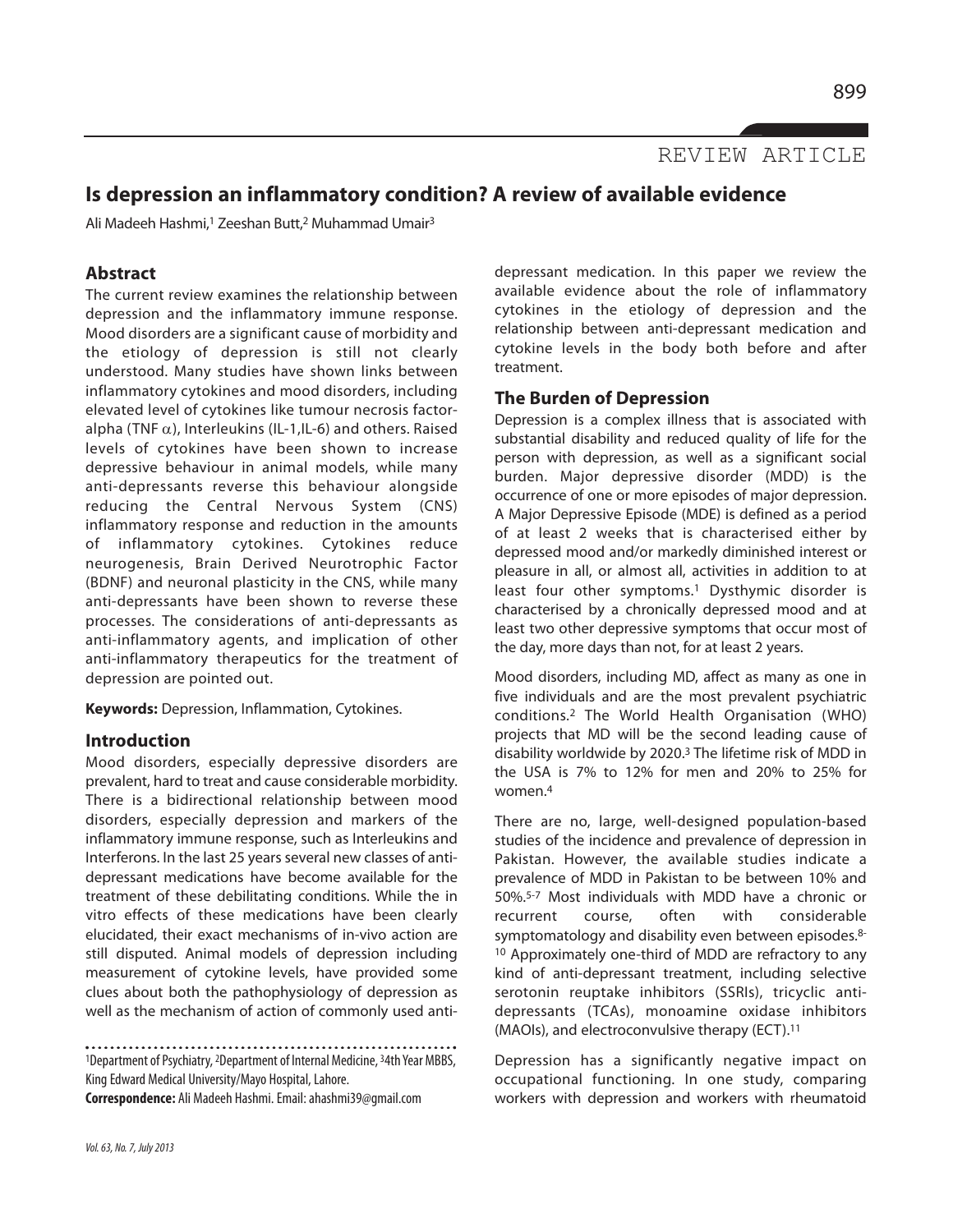REVIEW ARTICLE

# Is depression an inflammatory condition? A review of available evidence

Ali Madeeh Hashmi,[1] Zeeshan Butt,[2] Muhammad Umair[3]

## Abstract

The current review examines the relationship between depression and the inflammatory immune response. Mood disorders are a significant cause of morbidity and the etiology of depression is still not clearly understood. Many studies have shown links between inflammatory cytokines and mood disorders, including elevated level of cytokines like tumour necrosis factor-alpha (TNF $\alpha$), Interleukins (IL-1,IL-6) and others. Raised levels of cytokines have been shown to increase depressive behaviour in animal models, while many anti-depressants reverse this behaviour alongside reducing the Central Nervous System (CNS) inflammatory response and reduction in the amounts of inflammatory cytokines. Cytokines reduce neurogenesis, Brain Derived Neurotrophic Factor (BDNF) and neuronal plasticity in the CNS, while many anti-depressants have been shown to reverse these processes. The considerations of anti-depressants as anti-inflammatory agents, and implication of other anti-inflammatory therapeutics for the treatment of depression are pointed out.

**Keywords:** Depression, Inflammation, Cytokines.

## Introduction

Mood disorders, especially depressive disorders are prevalent, hard to treat and cause considerable morbidity. There is a bidirectional relationship between mood disorders, especially depression and markers of the inflammatory immune response, such as Interleukins and Interferons. In the last 25 years several new classes of anti-depressant medications have become available for the treatment of these debilitating conditions. While the in vitro effects of these medications have been clearly elucidated, their exact mechanisms of in-vivo action are still disputed. Animal models of depression including measurement of cytokine levels, have provided some clues about both the pathophysiology of depression as well as the mechanism of action of commonly used anti-depressant medication. In this paper we review the available evidence about the role of inflammatory cytokines in the etiology of depression and the relationship between anti-depressant medication and cytokine levels in the body both before and after treatment.

## The Burden of Depression

Depression is a complex illness that is associated with substantial disability and reduced quality of life for the person with depression, as well as a significant social burden. Major depressive disorder (MDD) is the occurrence of one or more episodes of major depression. A Major Depressive Episode (MDE) is defined as a period of at least 2 weeks that is characterised either by depressed mood and/or markedly diminished interest or pleasure in all, or almost all, activities in addition to at least four other symptoms.[1] Dysthymic disorder is characterised by a chronically depressed mood and at least two other depressive symptoms that occur most of the day, more days than not, for at least 2 years.

Mood disorders, including MD, affect as many as one in five individuals and are the most prevalent psychiatric conditions.[2] The World Health Organisation (WHO) projects that MD will be the second leading cause of disability worldwide by 2020.[3] The lifetime risk of MDD in the USA is 7% to 12% for men and 20% to 25% for women.[4]

There are no, large, well-designed population-based studies of the incidence and prevalence of depression in Pakistan. However, the available studies indicate a prevalence of MDD in Pakistan to be between 10% and 50%.[5-7] Most individuals with MDD have a chronic or recurrent course, often with considerable symptomatology and disability even between episodes.[8-10] Approximately one-third of MDD are refractory to any kind of anti-depressant treatment, including selective serotonin reuptake inhibitors (SSRIs), tricyclic anti-depressants (TCAs), monoamine oxidase inhibitors (MAOIs), and electroconvulsive therapy (ECT).[11]

Depression has a significantly negative impact on occupational functioning. In one study, comparing workers with depression and workers with rheumatoid

[1]Department of Psychiatry, [2]Department of Internal Medicine, [3]4th Year MBBS, King Edward Medical University/Mayo Hospital, Lahore.

**Correspondence:** Ali Madeeh Hashmi. Email: ahashmi39@gmail.com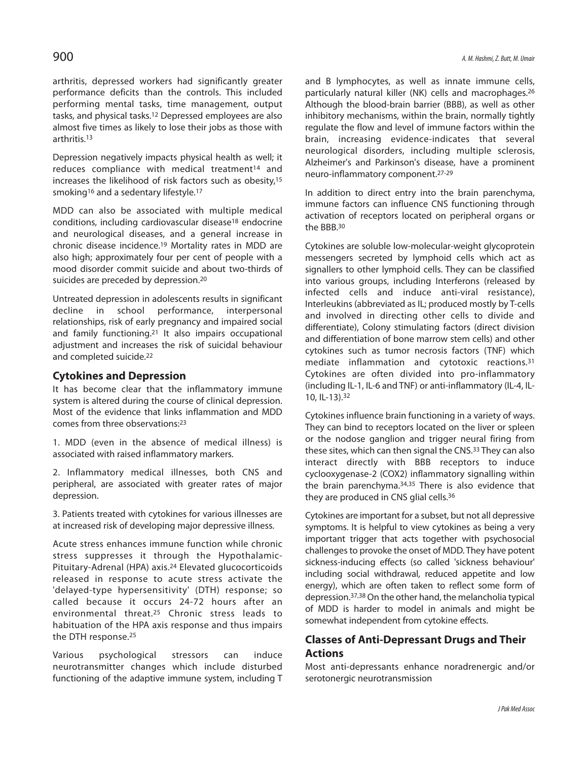arthritis, depressed workers had significantly greater performance deficits than the controls. This included performing mental tasks, time management, output tasks, and physical tasks.[12] Depressed employees are also almost five times as likely to lose their jobs as those with arthritis.[13]

Depression negatively impacts physical health as well; it reduces compliance with medical treatment[14] and increases the likelihood of risk factors such as obesity,[15] smoking[16] and a sedentary lifestyle.[17]

MDD can also be associated with multiple medical conditions, including cardiovascular disease[18] endocrine and neurological diseases, and a general increase in chronic disease incidence.[19] Mortality rates in MDD are also high; approximately four per cent of people with a mood disorder commit suicide and about two-thirds of suicides are preceded by depression.[20]

Untreated depression in adolescents results in significant decline in school performance, interpersonal relationships, risk of early pregnancy and impaired social and family functioning.[21] It also impairs occupational adjustment and increases the risk of suicidal behaviour and completed suicide.[22]

## Cytokines and Depression

It has become clear that the inflammatory immune system is altered during the course of clinical depression. Most of the evidence that links inflammation and MDD comes from three observations:[23]

1. MDD (even in the absence of medical illness) is associated with raised inflammatory markers.

2. Inflammatory medical illnesses, both CNS and peripheral, are associated with greater rates of major depression.

3. Patients treated with cytokines for various illnesses are at increased risk of developing major depressive illness.

Acute stress enhances immune function while chronic stress suppresses it through the Hypothalamic-Pituitary-Adrenal (HPA) axis.[24] Elevated glucocorticoids released in response to acute stress activate the 'delayed-type hypersensitivity' (DTH) response; so called because it occurs 24-72 hours after an environmental threat.[25] Chronic stress leads to habituation of the HPA axis response and thus impairs the DTH response.[25]

Various psychological stressors can induce neurotransmitter changes which include disturbed functioning of the adaptive immune system, including T and B lymphocytes, as well as innate immune cells, particularly natural killer (NK) cells and macrophages.[26] Although the blood-brain barrier (BBB), as well as other inhibitory mechanisms, within the brain, normally tightly regulate the flow and level of immune factors within the brain, increasing evidence-indicates that several neurological disorders, including multiple sclerosis, Alzheimer's and Parkinson's disease, have a prominent neuro-inflammatory component.[27-29]

In addition to direct entry into the brain parenchyma, immune factors can influence CNS functioning through activation of receptors located on peripheral organs or the BBB.[30]

Cytokines are soluble low-molecular-weight glycoprotein messengers secreted by lymphoid cells which act as signallers to other lymphoid cells. They can be classified into various groups, including Interferons (released by infected cells and induce anti-viral resistance), Interleukins (abbreviated as IL; produced mostly by T-cells and involved in directing other cells to divide and differentiate), Colony stimulating factors (direct division and differentiation of bone marrow stem cells) and other cytokines such as tumor necrosis factors (TNF) which mediate inflammation and cytotoxic reactions.[31] Cytokines are often divided into pro-inflammatory (including IL-1, IL-6 and TNF) or anti-inflammatory (IL-4, IL-10, IL-13).[32]

Cytokines influence brain functioning in a variety of ways. They can bind to receptors located on the liver or spleen or the nodose ganglion and trigger neural firing from these sites, which can then signal the CNS.[33] They can also interact directly with BBB receptors to induce cyclooxygenase-2 (COX2) inflammatory signalling within the brain parenchyma.[34,35] There is also evidence that they are produced in CNS glial cells.[36]

Cytokines are important for a subset, but not all depressive symptoms. It is helpful to view cytokines as being a very important trigger that acts together with psychosocial challenges to provoke the onset of MDD. They have potent sickness-inducing effects (so called 'sickness behaviour' including social withdrawal, reduced appetite and low energy), which are often taken to reflect some form of depression.[37,38] On the other hand, the melancholia typical of MDD is harder to model in animals and might be somewhat independent from cytokine effects.

## Classes of Anti-Depressant Drugs and Their Actions

Most anti-depressants enhance noradrenergic and/or serotonergic neurotransmission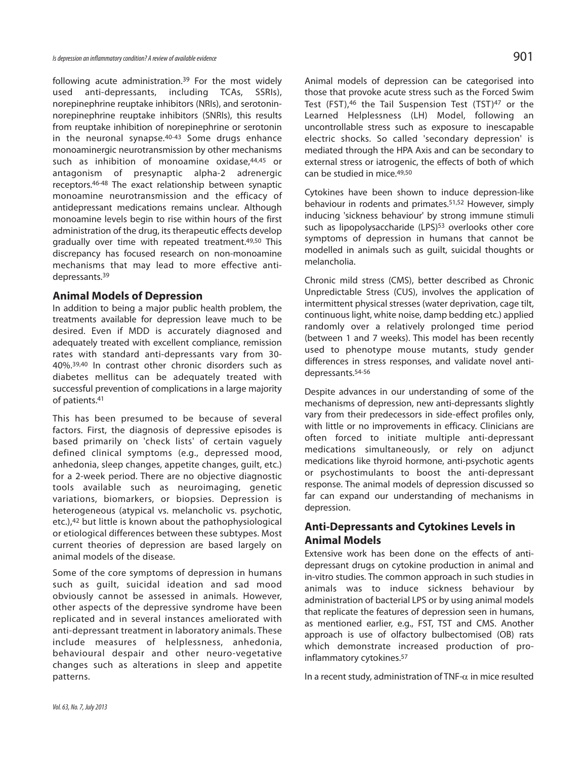following acute administration.[39] For the most widely used anti-depressants, including TCAs, SSRIs), norepinephrine reuptake inhibitors (NRIs), and serotonin-norepinephrine reuptake inhibitors (SNRIs), this results from reuptake inhibition of norepinephrine or serotonin in the neuronal synapse.[40-43] Some drugs enhance monoaminergic neurotransmission by other mechanisms such as inhibition of monoamine oxidase,[44,45] or antagonism of presynaptic alpha-2 adrenergic receptors.[46-48] The exact relationship between synaptic monoamine neurotransmission and the efficacy of antidepressant medications remains unclear. Although monoamine levels begin to rise within hours of the first administration of the drug, its therapeutic effects develop gradually over time with repeated treatment.[49,50] This discrepancy has focused research on non-monoamine mechanisms that may lead to more effective anti-depressants.[39]

## Animal Models of Depression

In addition to being a major public health problem, the treatments available for depression leave much to be desired. Even if MDD is accurately diagnosed and adequately treated with excellent compliance, remission rates with standard anti-depressants vary from 30-40%.[39,40] In contrast other chronic disorders such as diabetes mellitus can be adequately treated with successful prevention of complications in a large majority of patients.[41]

This has been presumed to be because of several factors. First, the diagnosis of depressive episodes is based primarily on 'check lists' of certain vaguely defined clinical symptoms (e.g., depressed mood, anhedonia, sleep changes, appetite changes, guilt, etc.) for a 2-week period. There are no objective diagnostic tools available such as neuroimaging, genetic variations, biomarkers, or biopsies. Depression is heterogeneous (atypical vs. melancholic vs. psychotic, etc.),[42] but little is known about the pathophysiological or etiological differences between these subtypes. Most current theories of depression are based largely on animal models of the disease.

Some of the core symptoms of depression in humans such as guilt, suicidal ideation and sad mood obviously cannot be assessed in animals. However, other aspects of the depressive syndrome have been replicated and in several instances ameliorated with anti-depressant treatment in laboratory animals. These include measures of helplessness, anhedonia, behavioural despair and other neuro-vegetative changes such as alterations in sleep and appetite patterns.

Animal models of depression can be categorised into those that provoke acute stress such as the Forced Swim Test (FST),[46] the Tail Suspension Test (TST)[47] or the Learned Helplessness (LH) Model, following an uncontrollable stress such as exposure to inescapable electric shocks. So called 'secondary depression' is mediated through the HPA Axis and can be secondary to external stress or iatrogenic, the effects of both of which can be studied in mice.[49,50]

Cytokines have been shown to induce depression-like behaviour in rodents and primates.[51,52] However, simply inducing 'sickness behaviour' by strong immune stimuli such as lipopolysaccharide (LPS)[53] overlooks other core symptoms of depression in humans that cannot be modelled in animals such as guilt, suicidal thoughts or melancholia.

Chronic mild stress (CMS), better described as Chronic Unpredictable Stress (CUS), involves the application of intermittent physical stresses (water deprivation, cage tilt, continuous light, white noise, damp bedding etc.) applied randomly over a relatively prolonged time period (between 1 and 7 weeks). This model has been recently used to phenotype mouse mutants, study gender differences in stress responses, and validate novel anti-depressants.[54-56]

Despite advances in our understanding of some of the mechanisms of depression, new anti-depressants slightly vary from their predecessors in side-effect profiles only, with little or no improvements in efficacy. Clinicians are often forced to initiate multiple anti-depressant medications simultaneously, or rely on adjunct medications like thyroid hormone, anti-psychotic agents or psychostimulants to boost the anti-depressant response. The animal models of depression discussed so far can expand our understanding of mechanisms in depression.

## Anti-Depressants and Cytokines Levels in Animal Models

Extensive work has been done on the effects of anti-depressant drugs on cytokine production in animal and in-vitro studies. The common approach in such studies in animals was to induce sickness behaviour by administration of bacterial LPS or by using animal models that replicate the features of depression seen in humans, as mentioned earlier, e.g., FST, TST and CMS. Another approach is use of olfactory bulbectomised (OB) rats which demonstrate increased production of pro-inflammatory cytokines.[57]

In a recent study, administration of TNF-$\alpha$ in mice resulted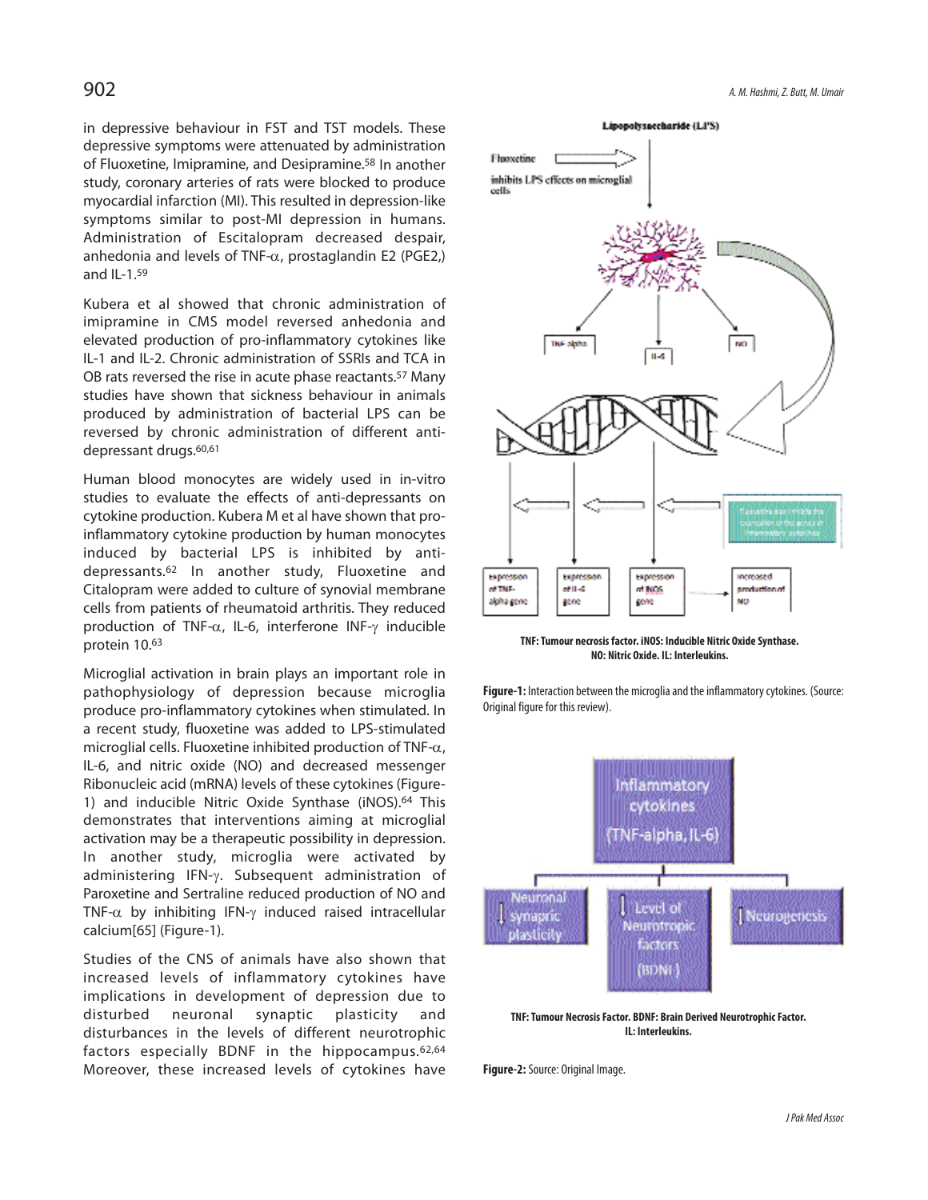in depressive behaviour in FST and TST models. These depressive symptoms were attenuated by administration of Fluoxetine, Imipramine, and Desipramine.[58] In another study, coronary arteries of rats were blocked to produce myocardial infarction (MI). This resulted in depression-like symptoms similar to post-MI depression in humans. Administration of Escitalopram decreased despair, anhedonia and levels of TNF-α, prostaglandin E2 (PGE2,) and IL-1.[59]

Kubera et al showed that chronic administration of imipramine in CMS model reversed anhedonia and elevated production of pro-inflammatory cytokines like IL-1 and IL-2. Chronic administration of SSRIs and TCA in OB rats reversed the rise in acute phase reactants.[57] Many studies have shown that sickness behaviour in animals produced by administration of bacterial LPS can be reversed by chronic administration of different anti-depressant drugs.[60,61]

Human blood monocytes are widely used in in-vitro studies to evaluate the effects of anti-depressants on cytokine production. Kubera M et al have shown that pro-inflammatory cytokine production by human monocytes induced by bacterial LPS is inhibited by anti-depressants.[62] In another study, Fluoxetine and Citalopram were added to culture of synovial membrane cells from patients of rheumatoid arthritis. They reduced production of TNF-α, IL-6, interferone INF-γ inducible protein 10.[63]

Microglial activation in brain plays an important role in pathophysiology of depression because microglia produce pro-inflammatory cytokines when stimulated. In a recent study, fluoxetine was added to LPS-stimulated microglial cells. Fluoxetine inhibited production of TNF-α, IL-6, and nitric oxide (NO) and decreased messenger Ribonucleic acid (mRNA) levels of these cytokines (Figure-1) and inducible Nitric Oxide Synthase (iNOS).[64] This demonstrates that interventions aiming at microglial activation may be a therapeutic possibility in depression. In another study, microglia were activated by administering IFN-γ. Subsequent administration of Paroxetine and Sertraline reduced production of NO and TNF-α by inhibiting IFN-γ induced raised intracellular calcium[65] (Figure-1).

Studies of the CNS of animals have also shown that increased levels of inflammatory cytokines have implications in development of depression due to disturbed neuronal synaptic plasticity and disturbances in the levels of different neurotrophic factors especially BDNF in the hippocampus.[62,64] Moreover, these increased levels of cytokines have

TNF: Tumour necrosis factor. iNOS: Inducible Nitric Oxide Synthase. NO: Nitric Oxide. IL: Interleukins.

**Figure-1:** Interaction between the microglia and the inflammatory cytokines. (Source: Original figure for this review).

TNF: Tumour Necrosis Factor. BDNF: Brain Derived Neurotrophic Factor. IL: Interleukins.

**Figure-2:** Source: Original Image.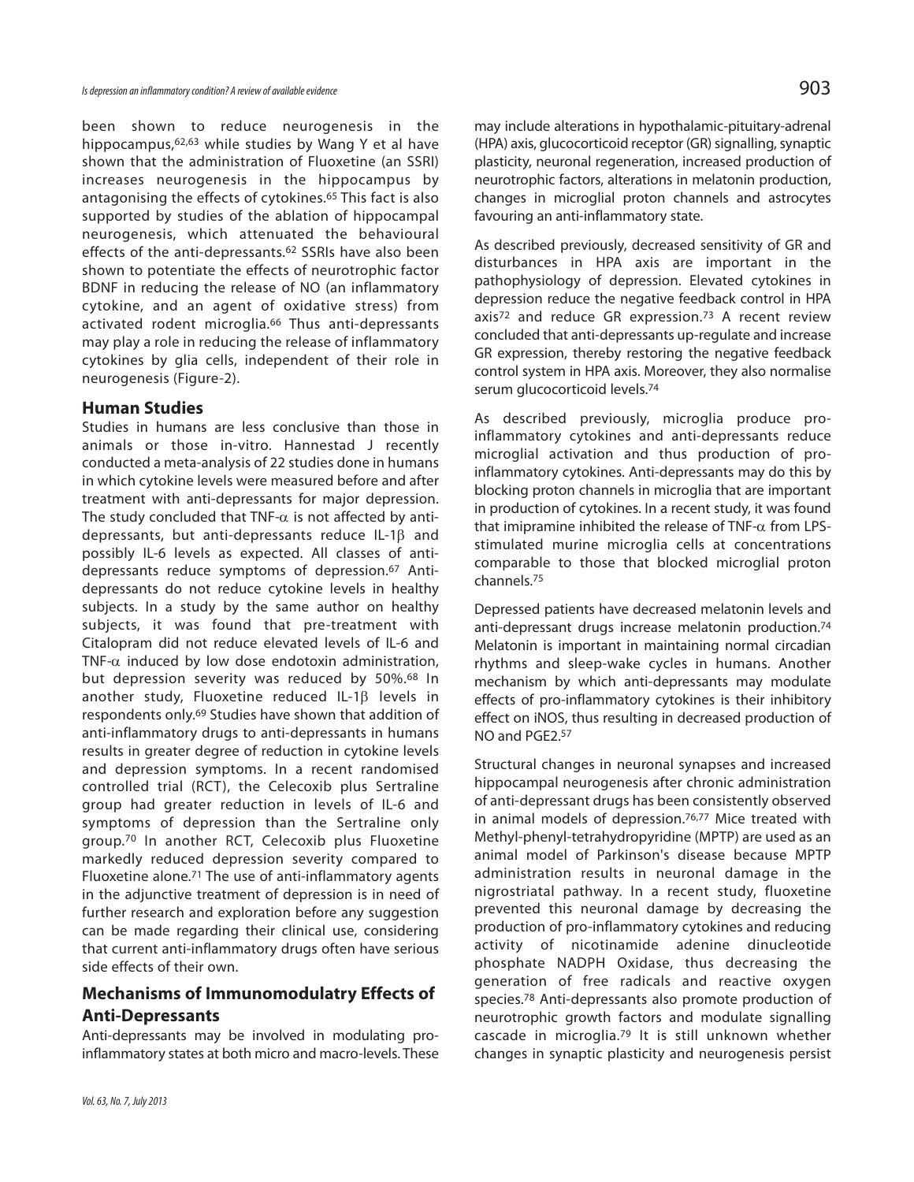been shown to reduce neurogenesis in the hippocampus,[62,63] while studies by Wang Y et al have shown that the administration of Fluoxetine (an SSRI) increases neurogenesis in the hippocampus by antagonising the effects of cytokines.[65] This fact is also supported by studies of the ablation of hippocampal neurogenesis, which attenuated the behavioural effects of the anti-depressants.[62] SSRIs have also been shown to potentiate the effects of neurotrophic factor BDNF in reducing the release of NO (an inflammatory cytokine, and an agent of oxidative stress) from activated rodent microglia.[66] Thus anti-depressants may play a role in reducing the release of inflammatory cytokines by glia cells, independent of their role in neurogenesis (Figure-2).

## Human Studies

Studies in humans are less conclusive than those in animals or those in-vitro. Hannestad J recently conducted a meta-analysis of 22 studies done in humans in which cytokine levels were measured before and after treatment with anti-depressants for major depression. The study concluded that TNF-$\alpha$ is not affected by anti-depressants, but anti-depressants reduce IL-1$\beta$ and possibly IL-6 levels as expected. All classes of anti-depressants reduce symptoms of depression.[67] Anti-depressants do not reduce cytokine levels in healthy subjects. In a study by the same author on healthy subjects, it was found that pre-treatment with Citalopram did not reduce elevated levels of IL-6 and TNF-$\alpha$ induced by low dose endotoxin administration, but depression severity was reduced by 50%.[68] In another study, Fluoxetine reduced IL-1$\beta$ levels in respondents only.[69] Studies have shown that addition of anti-inflammatory drugs to anti-depressants in humans results in greater degree of reduction in cytokine levels and depression symptoms. In a recent randomised controlled trial (RCT), the Celecoxib plus Sertraline group had greater reduction in levels of IL-6 and symptoms of depression than the Sertraline only group.[70] In another RCT, Celecoxib plus Fluoxetine markedly reduced depression severity compared to Fluoxetine alone.[71] The use of anti-inflammatory agents in the adjunctive treatment of depression is in need of further research and exploration before any suggestion can be made regarding their clinical use, considering that current anti-inflammatory drugs often have serious side effects of their own.

## Mechanisms of Immunomodulatry Effects of Anti-Depressants

Anti-depressants may be involved in modulating pro-inflammatory states at both micro and macro-levels. These may include alterations in hypothalamic-pituitary-adrenal (HPA) axis, glucocorticoid receptor (GR) signalling, synaptic plasticity, neuronal regeneration, increased production of neurotrophic factors, alterations in melatonin production, changes in microglial proton channels and astrocytes favouring an anti-inflammatory state.

As described previously, decreased sensitivity of GR and disturbances in HPA axis are important in the pathophysiology of depression. Elevated cytokines in depression reduce the negative feedback control in HPA axis[72] and reduce GR expression.[73] A recent review concluded that anti-depressants up-regulate and increase GR expression, thereby restoring the negative feedback control system in HPA axis. Moreover, they also normalise serum glucocorticoid levels.[74]

As described previously, microglia produce pro-inflammatory cytokines and anti-depressants reduce microglial activation and thus production of pro-inflammatory cytokines. Anti-depressants may do this by blocking proton channels in microglia that are important in production of cytokines. In a recent study, it was found that imipramine inhibited the release of TNF-$\alpha$ from LPS-stimulated murine microglia cells at concentrations comparable to those that blocked microglial proton channels.[75]

Depressed patients have decreased melatonin levels and anti-depressant drugs increase melatonin production.[74] Melatonin is important in maintaining normal circadian rhythms and sleep-wake cycles in humans. Another mechanism by which anti-depressants may modulate effects of pro-inflammatory cytokines is their inhibitory effect on iNOS, thus resulting in decreased production of NO and PGE2.[57]

Structural changes in neuronal synapses and increased hippocampal neurogenesis after chronic administration of anti-depressant drugs has been consistently observed in animal models of depression.[76,77] Mice treated with Methyl-phenyl-tetrahydropyridine (MPTP) are used as an animal model of Parkinson's disease because MPTP administration results in neuronal damage in the nigrostriatal pathway. In a recent study, fluoxetine prevented this neuronal damage by decreasing the production of pro-inflammatory cytokines and reducing activity of nicotinamide adenine dinucleotide phosphate NADPH Oxidase, thus decreasing the generation of free radicals and reactive oxygen species.[78] Anti-depressants also promote production of neurotrophic growth factors and modulate signalling cascade in microglia.[79] It is still unknown whether changes in synaptic plasticity and neurogenesis persist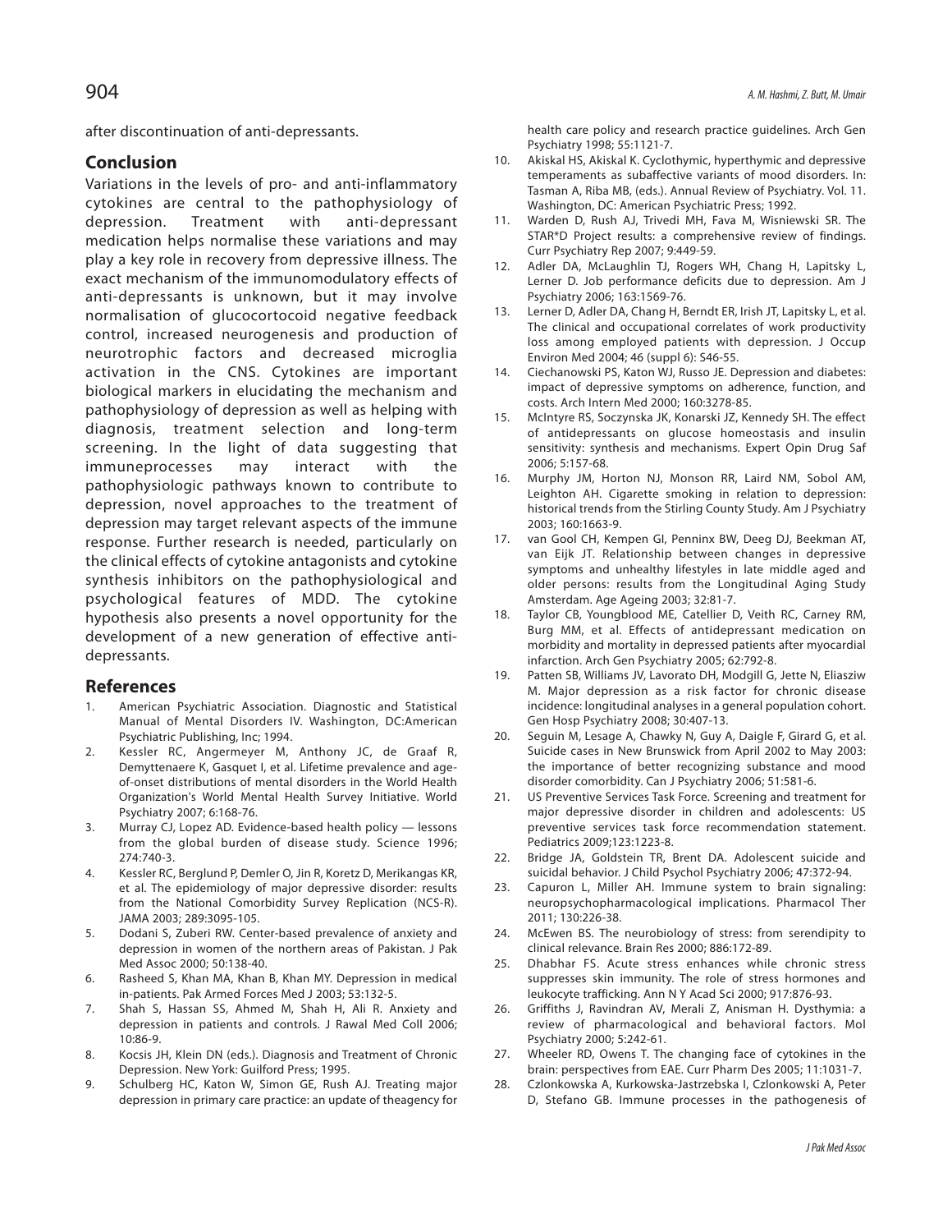after discontinuation of anti-depressants.

## Conclusion

Variations in the levels of pro- and anti-inflammatory cytokines are central to the pathophysiology of depression. Treatment with anti-depressant medication helps normalise these variations and may play a key role in recovery from depressive illness. The exact mechanism of the immunomodulatory effects of anti-depressants is unknown, but it may involve normalisation of glucocortocoid negative feedback control, increased neurogenesis and production of neurotrophic factors and decreased microglia activation in the CNS. Cytokines are important biological markers in elucidating the mechanism and pathophysiology of depression as well as helping with diagnosis, treatment selection and long-term screening. In the light of data suggesting that immuneprocesses may interact with the pathophysiologic pathways known to contribute to depression, novel approaches to the treatment of depression may target relevant aspects of the immune response. Further research is needed, particularly on the clinical effects of cytokine antagonists and cytokine synthesis inhibitors on the pathophysiological and psychological features of MDD. The cytokine hypothesis also presents a novel opportunity for the development of a new generation of effective anti-depressants.

## References

1. American Psychiatric Association. Diagnostic and Statistical Manual of Mental Disorders IV. Washington, DC:American Psychiatric Publishing, Inc; 1994.
2. Kessler RC, Angermeyer M, Anthony JC, de Graaf R, Demyttenaere K, Gasquet I, et al. Lifetime prevalence and age-of-onset distributions of mental disorders in the World Health Organization's World Mental Health Survey Initiative. World Psychiatry 2007; 6:168-76.
3. Murray CJ, Lopez AD. Evidence-based health policy — lessons from the global burden of disease study. Science 1996; 274:740-3.
4. Kessler RC, Berglund P, Demler O, Jin R, Koretz D, Merikangas KR, et al. The epidemiology of major depressive disorder: results from the National Comorbidity Survey Replication (NCS-R). JAMA 2003; 289:3095-105.
5. Dodani S, Zuberi RW. Center-based prevalence of anxiety and depression in women of the northern areas of Pakistan. J Pak Med Assoc 2000; 50:138-40.
6. Rasheed S, Khan MA, Khan B, Khan MY. Depression in medical in-patients. Pak Armed Forces Med J 2003; 53:132-5.
7. Shah S, Hassan SS, Ahmed M, Shah H, Ali R. Anxiety and depression in patients and controls. J Rawal Med Coll 2006; 10:86-9.
8. Kocsis JH, Klein DN (eds.). Diagnosis and Treatment of Chronic Depression. New York: Guilford Press; 1995.
9. Schulberg HC, Katon W, Simon GE, Rush AJ. Treating major depression in primary care practice: an update of theagency for health care policy and research practice guidelines. Arch Gen Psychiatry 1998; 55:1121-7.
10. Akiskal HS, Akiskal K. Cyclothymic, hyperthymic and depressive temperaments as subaffective variants of mood disorders. In: Tasman A, Riba MB, (eds.). Annual Review of Psychiatry. Vol. 11. Washington, DC: American Psychiatric Press; 1992.
11. Warden D, Rush AJ, Trivedi MH, Fava M, Wisniewski SR. The STAR*D Project results: a comprehensive review of findings. Curr Psychiatry Rep 2007; 9:449-59.
12. Adler DA, McLaughlin TJ, Rogers WH, Chang H, Lapitsky L, Lerner D. Job performance deficits due to depression. Am J Psychiatry 2006; 163:1569-76.
13. Lerner D, Adler DA, Chang H, Berndt ER, Irish JT, Lapitsky L, et al. The clinical and occupational correlates of work productivity loss among employed patients with depression. J Occup Environ Med 2004; 46 (suppl 6): S46-55.
14. Ciechanowski PS, Katon WJ, Russo JE. Depression and diabetes: impact of depressive symptoms on adherence, function, and costs. Arch Intern Med 2000; 160:3278-85.
15. McIntyre RS, Soczynska JK, Konarski JZ, Kennedy SH. The effect of antidepressants on glucose homeostasis and insulin sensitivity: synthesis and mechanisms. Expert Opin Drug Saf 2006; 5:157-68.
16. Murphy JM, Horton NJ, Monson RR, Laird NM, Sobol AM, Leighton AH. Cigarette smoking in relation to depression: historical trends from the Stirling County Study. Am J Psychiatry 2003; 160:1663-9.
17. van Gool CH, Kempen GI, Penninx BW, Deeg DJ, Beekman AT, van Eijk JT. Relationship between changes in depressive symptoms and unhealthy lifestyles in late middle aged and older persons: results from the Longitudinal Aging Study Amsterdam. Age Ageing 2003; 32:81-7.
18. Taylor CB, Youngblood ME, Catellier D, Veith RC, Carney RM, Burg MM, et al. Effects of antidepressant medication on morbidity and mortality in depressed patients after myocardial infarction. Arch Gen Psychiatry 2005; 62:792-8.
19. Patten SB, Williams JV, Lavorato DH, Modgill G, Jette N, Eliasziw M. Major depression as a risk factor for chronic disease incidence: longitudinal analyses in a general population cohort. Gen Hosp Psychiatry 2008; 30:407-13.
20. Seguin M, Lesage A, Chawky N, Guy A, Daigle F, Girard G, et al. Suicide cases in New Brunswick from April 2002 to May 2003: the importance of better recognizing substance and mood disorder comorbidity. Can J Psychiatry 2006; 51:581-6.
21. US Preventive Services Task Force. Screening and treatment for major depressive disorder in children and adolescents: US preventive services task force recommendation statement. Pediatrics 2009;123:1223-8.
22. Bridge JA, Goldstein TR, Brent DA. Adolescent suicide and suicidal behavior. J Child Psychol Psychiatry 2006; 47:372-94.
23. Capuron L, Miller AH. Immune system to brain signaling: neuropsychopharmacological implications. Pharmacol Ther 2011; 130:226-38.
24. McEwen BS. The neurobiology of stress: from serendipity to clinical relevance. Brain Res 2000; 886:172-89.
25. Dhabhar FS. Acute stress enhances while chronic stress suppresses skin immunity. The role of stress hormones and leukocyte trafficking. Ann N Y Acad Sci 2000; 917:876-93.
26. Griffiths J, Ravindran AV, Merali Z, Anisman H. Dysthymia: a review of pharmacological and behavioral factors. Mol Psychiatry 2000; 5:242-61.
27. Wheeler RD, Owens T. The changing face of cytokines in the brain: perspectives from EAE. Curr Pharm Des 2005; 11:1031-7.
28. Czlonkowska A, Kurkowska-Jastrzebska I, Czlonkowski A, Peter D, Stefano GB. Immune processes in the pathogenesis of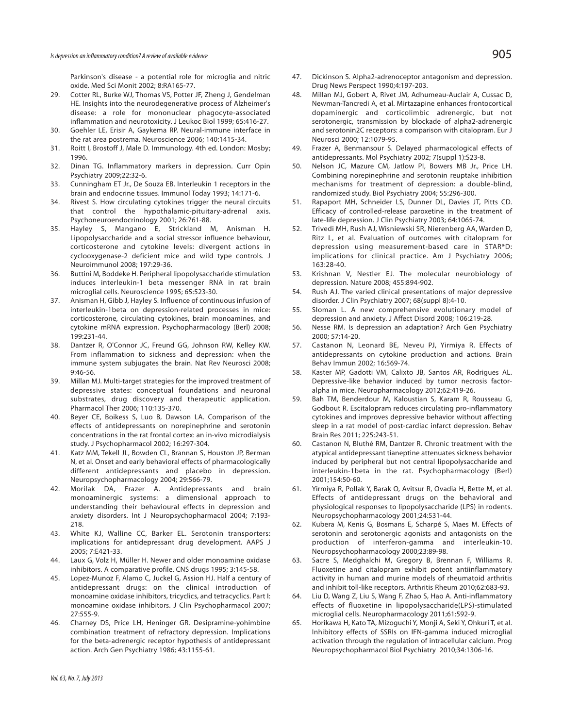Parkinson's disease - a potential role for microglia and nitric oxide. Med Sci Monit 2002; 8:RA165-77.

29. Cotter RL, Burke WJ, Thomas VS, Potter JF, Zheng J, Gendelman HE. Insights into the neurodegenerative process of Alzheimer's disease: a role for mononuclear phagocyte-associated inflammation and neurotoxicity. J Leukoc Biol 1999; 65:416-27.
30. Goehler LE, Erisir A, Gaykema RP. Neural-immune interface in the rat area postrema. Neuroscience 2006; 140:1415-34.
31. Roitt I, Brostoff J, Male D. Immunology. 4th ed. London: Mosby; 1996.
32. Dinan TG. Inflammatory markers in depression. Curr Opin Psychiatry 2009;22:32-6.
33. Cunningham ET Jr., De Souza EB. Interleukin 1 receptors in the brain and endocrine tissues. Immunol Today 1993; 14:171-6.
34. Rivest S. How circulating cytokines trigger the neural circuits that control the hypothalamic-pituitary-adrenal axis. Psychoneuroendocrinology 2001; 26:761-88.
35. Hayley S, Mangano E, Strickland M, Anisman H. Lipopolysaccharide and a social stressor influence behaviour, corticosterone and cytokine levels: divergent actions in cyclooxygenase-2 deficient mice and wild type controls. J Neuroimmunol 2008; 197:29-36.
36. Buttini M, Boddeke H. Peripheral lipopolysaccharide stimulation induces interleukin-1 beta messenger RNA in rat brain microglial cells. Neuroscience 1995; 65:523-30.
37. Anisman H, Gibb J, Hayley S. Influence of continuous infusion of interleukin-1beta on depression-related processes in mice: corticosterone, circulating cytokines, brain monoamines, and cytokine mRNA expression. Psychopharmacology (Berl) 2008; 199:231-44.
38. Dantzer R, O'Connor JC, Freund GG, Johnson RW, Kelley KW. From inflammation to sickness and depression: when the immune system subjugates the brain. Nat Rev Neurosci 2008; 9:46-56.
39. Millan MJ. Multi-target strategies for the improved treatment of depressive states: conceptual foundations and neuronal substrates, drug discovery and therapeutic application. Pharmacol Ther 2006; 110:135-370.
40. Beyer CE, Boikess S, Luo B, Dawson LA. Comparison of the effects of antidepressants on norepinephrine and serotonin concentrations in the rat frontal cortex: an in-vivo microdialysis study. J Psychopharmacol 2002; 16:297-304.
41. Katz MM, Tekell JL, Bowden CL, Brannan S, Houston JP, Berman N, et al. Onset and early behavioral effects of pharmacologically different antidepressants and placebo in depression. Neuropsychopharmacology 2004; 29:566-79.
42. Morilak DA, Frazer A. Antidepressants and brain monoaminergic systems: a dimensional approach to understanding their behavioural effects in depression and anxiety disorders. Int J Neuropsychopharmacol 2004; 7:193-218.
43. White KJ, Walline CC, Barker EL. Serotonin transporters: implications for antidepressant drug development. AAPS J 2005; 7:E421-33.
44. Laux G, Volz H, Müller H. Newer and older monoamine oxidase inhibitors. A comparative profile. CNS drugs 1995; 3:145-58.
45. Lopez-Munoz F, Alamo C, Juckel G, Assion HJ. Half a century of antidepressant drugs: on the clinical introduction of monoamine oxidase inhibitors, tricyclics, and tetracyclics. Part I: monoamine oxidase inhibitors. J Clin Psychopharmacol 2007; 27:555-9.
46. Charney DS, Price LH, Heninger GR. Desipramine-yohimbine combination treatment of refractory depression. Implications for the beta-adrenergic receptor hypothesis of antidepressant action. Arch Gen Psychiatry 1986; 43:1155-61.
47. Dickinson S. Alpha2-adrenoceptor antagonism and depression. Drug News Perspect 1990;4:197-203.
48. Millan MJ, Gobert A, Rivet JM, Adhumeau-Auclair A, Cussac D, Newman-Tancredi A, et al. Mirtazapine enhances frontocortical dopaminergic and corticolimbic adrenergic, but not serotonergic, transmission by blockade of alpha2-adrenergic and serotonin2C receptors: a comparison with citalopram. Eur J Neurosci 2000; 12:1079-95.
49. Frazer A, Benmansour S. Delayed pharmacological effects of antidepressants. Mol Psychiatry 2002; 7(suppl 1):S23-8.
50. Nelson JC, Mazure CM, Jatlow PI, Bowers MB Jr., Price LH. Combining norepinephrine and serotonin reuptake inhibition mechanisms for treatment of depression: a double-blind, randomized study. Biol Psychiatry 2004; 55:296-300.
51. Rapaport MH, Schneider LS, Dunner DL, Davies JT, Pitts CD. Efficacy of controlled-release paroxetine in the treatment of late-life depression. J Clin Psychiatry 2003; 64:1065-74.
52. Trivedi MH, Rush AJ, Wisniewski SR, Nierenberg AA, Warden D, Ritz L, et al. Evaluation of outcomes with citalopram for depression using measurement-based care in STAR*D: implications for clinical practice. Am J Psychiatry 2006; 163:28-40.
53. Krishnan V, Nestler EJ. The molecular neurobiology of depression. Nature 2008; 455:894-902.
54. Rush AJ. The varied clinical presentations of major depressive disorder. J Clin Psychiatry 2007; 68(suppl 8):4-10.
55. Sloman L. A new comprehensive evolutionary model of depression and anxiety. J Affect Disord 2008; 106:219-28.
56. Nesse RM. Is depression an adaptation? Arch Gen Psychiatry 2000; 57:14-20.
57. Castanon N, Leonard BE, Neveu PJ, Yirmiya R. Effects of antidepressants on cytokine production and actions. Brain Behav Immun 2002; 16:569-74.
58. Kaster MP, Gadotti VM, Calixto JB, Santos AR, Rodrigues AL. Depressive-like behavior induced by tumor necrosis factor-alpha in mice. Neuropharmacology 2012;62:419-26.
59. Bah TM, Benderdour M, Kaloustian S, Karam R, Rousseau G, Godbout R. Escitalopram reduces circulating pro-inflammatory cytokines and improves depressive behavior without affecting sleep in a rat model of post-cardiac infarct depression. Behav Brain Res 2011; 225:243-51.
60. Castanon N, Bluthé RM, Dantzer R. Chronic treatment with the atypical antidepressant tianeptine attenuates sickness behavior induced by peripheral but not central lipopolysaccharide and interleukin-1beta in the rat. Psychopharmacology (Berl) 2001;154:50-60.
61. Yirmiya R, Pollak Y, Barak O, Avitsur R, Ovadia H, Bette M, et al. Effects of antidepressant drugs on the behavioral and physiological responses to lipopolysaccharide (LPS) in rodents. Neuropsychopharmacology 2001;24:531-44.
62. Kubera M, Kenis G, Bosmans E, Scharpé S, Maes M. Effects of serotonin and serotonergic agonists and antagonists on the production of interferon-gamma and interleukin-10. Neuropsychopharmacology 2000;23:89-98.
63. Sacre S, Medghalchi M, Gregory B, Brennan F, Williams R. Fluoxetine and citalopram exhibit potent antiinflammatory activity in human and murine models of rheumatoid arthritis and inhibit toll-like receptors. Arthritis Rheum 2010;62:683-93.
64. Liu D, Wang Z, Liu S, Wang F, Zhao S, Hao A. Anti-inflammatory effects of fluoxetine in lipopolysaccharide(LPS)-stimulated microglial cells. Neuropharmacology 2011;61:592-9.
65. Horikawa H, Kato TA, Mizoguchi Y, Monji A, Seki Y, Ohkuri T, et al. Inhibitory effects of SSRIs on IFN-gamma induced microglial activation through the regulation of intracellular calcium. Prog Neuropsychopharmacol Biol Psychiatry 2010;34:1306-16.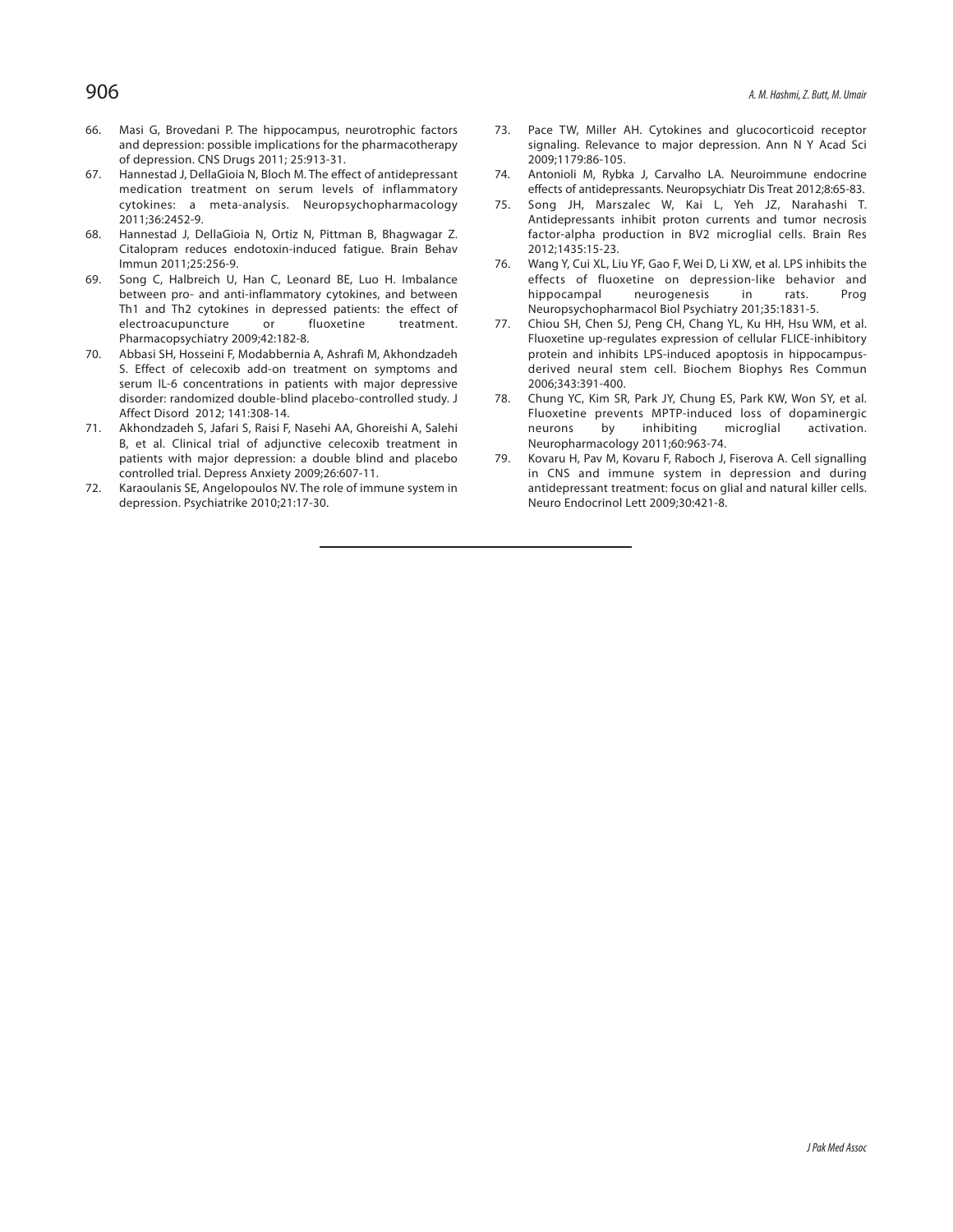66. Masi G, Brovedani P. The hippocampus, neurotrophic factors and depression: possible implications for the pharmacotherapy of depression. CNS Drugs 2011; 25:913-31.
67. Hannestad J, DellaGioia N, Bloch M. The effect of antidepressant medication treatment on serum levels of inflammatory cytokines: a meta-analysis. Neuropsychopharmacology 2011;36:2452-9.
68. Hannestad J, DellaGioia N, Ortiz N, Pittman B, Bhagwagar Z. Citalopram reduces endotoxin-induced fatigue. Brain Behav Immun 2011;25:256-9.
69. Song C, Halbreich U, Han C, Leonard BE, Luo H. Imbalance between pro- and anti-inflammatory cytokines, and between Th1 and Th2 cytokines in depressed patients: the effect of electroacupuncture or fluoxetine treatment. Pharmacopsychiatry 2009;42:182-8.
70. Abbasi SH, Hosseini F, Modabbernia A, Ashrafi M, Akhondzadeh S. Effect of celecoxib add-on treatment on symptoms and serum IL-6 concentrations in patients with major depressive disorder: randomized double-blind placebo-controlled study. J Affect Disord 2012; 141:308-14.
71. Akhondzadeh S, Jafari S, Raisi F, Nasehi AA, Ghoreishi A, Salehi B, et al. Clinical trial of adjunctive celecoxib treatment in patients with major depression: a double blind and placebo controlled trial. Depress Anxiety 2009;26:607-11.
72. Karaoulanis SE, Angelopoulos NV. The role of immune system in depression. Psychiatrike 2010;21:17-30.
73. Pace TW, Miller AH. Cytokines and glucocorticoid receptor signaling. Relevance to major depression. Ann N Y Acad Sci 2009;1179:86-105.
74. Antonioli M, Rybka J, Carvalho LA. Neuroimmune endocrine effects of antidepressants. Neuropsychiatr Dis Treat 2012;8:65-83.
75. Song JH, Marszalec W, Kai L, Yeh JZ, Narahashi T. Antidepressants inhibit proton currents and tumor necrosis factor-alpha production in BV2 microglial cells. Brain Res 2012;1435:15-23.
76. Wang Y, Cui XL, Liu YF, Gao F, Wei D, Li XW, et al. LPS inhibits the effects of fluoxetine on depression-like behavior and hippocampal neurogenesis in rats. Prog Neuropsychopharmacol Biol Psychiatry 201;35:1831-5.
77. Chiou SH, Chen SJ, Peng CH, Chang YL, Ku HH, Hsu WM, et al. Fluoxetine up-regulates expression of cellular FLICE-inhibitory protein and inhibits LPS-induced apoptosis in hippocampus-derived neural stem cell. Biochem Biophys Res Commun 2006;343:391-400.
78. Chung YC, Kim SR, Park JY, Chung ES, Park KW, Won SY, et al. Fluoxetine prevents MPTP-induced loss of dopaminergic neurons by inhibiting microglial activation. Neuropharmacology 2011;60:963-74.
79. Kovaru H, Pav M, Kovaru F, Raboch J, Fiserova A. Cell signalling in CNS and immune system in depression and during antidepressant treatment: focus on glial and natural killer cells. Neuro Endocrinol Lett 2009;30:421-8.